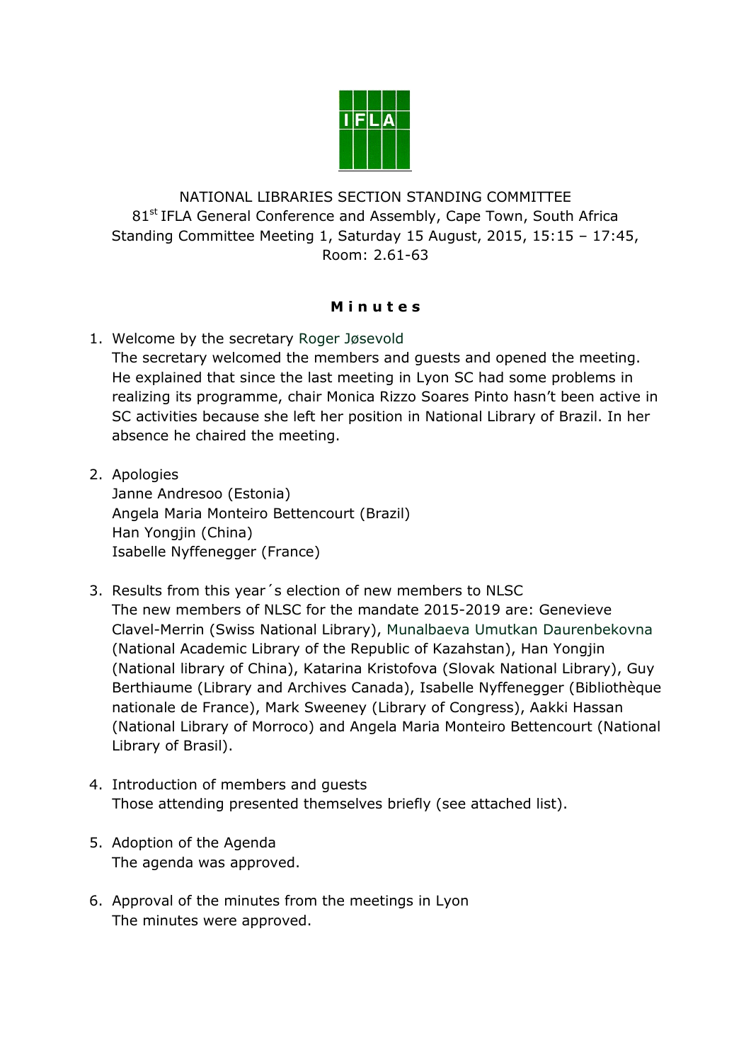NATIONAL LIBRARIES SECTION STANDING COMMITTEE
81st IFLA General Conference and Assembly, Cape Town, South Africa
Standing Committee Meeting 1, Saturday 15 August, 2015, 15:15 – 17:45,
Room: 2.61-63

**M i n u t e s**

1. Welcome by the secretary Roger Jøsevold
   The secretary welcomed the members and guests and opened the meeting. He explained that since the last meeting in Lyon SC had some problems in realizing its programme, chair Monica Rizzo Soares Pinto hasn't been active in SC activities because she left her position in National Library of Brazil. In her absence he chaired the meeting.

2. Apologies
   Janne Andresoo (Estonia)
   Angela Maria Monteiro Bettencourt (Brazil)
   Han Yongjin (China)
   Isabelle Nyffenegger (France)

3. Results from this year´s election of new members to NLSC
   The new members of NLSC for the mandate 2015-2019 are: Genevieve Clavel-Merrin (Swiss National Library), Munalbaeva Umutkan Daurenbekovna (National Academic Library of the Republic of Kazahstan), Han Yongjin (National library of China), Katarina Kristofova (Slovak National Library), Guy Berthiaume (Library and Archives Canada), Isabelle Nyffenegger (Bibliothèque nationale de France), Mark Sweeney (Library of Congress), Aakki Hassan (National Library of Morroco) and Angela Maria Monteiro Bettencourt (National Library of Brasil).

4. Introduction of members and guests
   Those attending presented themselves briefly (see attached list).

5. Adoption of the Agenda
   The agenda was approved.

6. Approval of the minutes from the meetings in Lyon
   The minutes were approved.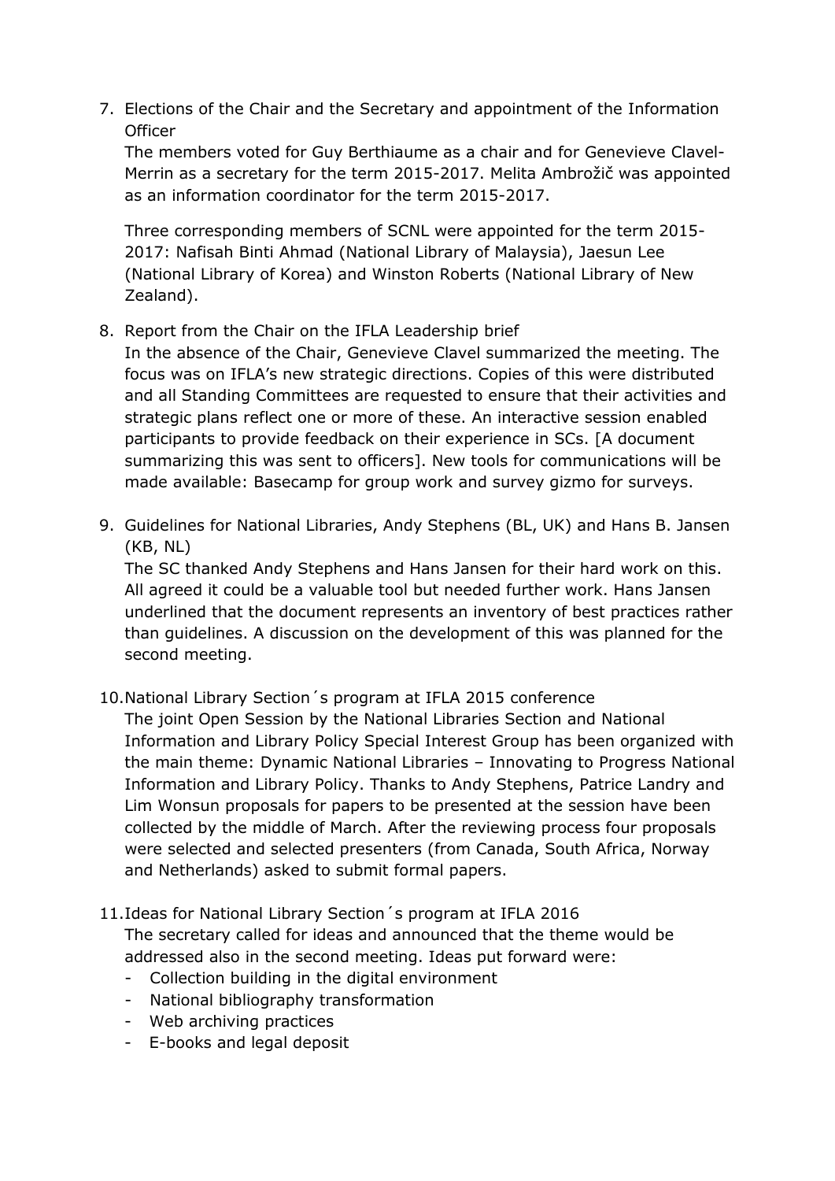7. Elections of the Chair and the Secretary and appointment of the Information Officer

   The members voted for Guy Berthiaume as a chair and for Genevieve Clavel-Merrin as a secretary for the term 2015-2017. Melita Ambrožič was appointed as an information coordinator for the term 2015-2017.

   Three corresponding members of SCNL were appointed for the term 2015-2017: Nafisah Binti Ahmad (National Library of Malaysia), Jaesun Lee (National Library of Korea) and Winston Roberts (National Library of New Zealand).

8. Report from the Chair on the IFLA Leadership brief

   In the absence of the Chair, Genevieve Clavel summarized the meeting. The focus was on IFLA's new strategic directions. Copies of this were distributed and all Standing Committees are requested to ensure that their activities and strategic plans reflect one or more of these. An interactive session enabled participants to provide feedback on their experience in SCs. [A document summarizing this was sent to officers]. New tools for communications will be made available: Basecamp for group work and survey gizmo for surveys.

9. Guidelines for National Libraries, Andy Stephens (BL, UK) and Hans B. Jansen (KB, NL)

   The SC thanked Andy Stephens and Hans Jansen for their hard work on this. All agreed it could be a valuable tool but needed further work. Hans Jansen underlined that the document represents an inventory of best practices rather than guidelines. A discussion on the development of this was planned for the second meeting.

10. National Library Section´s program at IFLA 2015 conference

    The joint Open Session by the National Libraries Section and National Information and Library Policy Special Interest Group has been organized with the main theme: Dynamic National Libraries – Innovating to Progress National Information and Library Policy. Thanks to Andy Stephens, Patrice Landry and Lim Wonsun proposals for papers to be presented at the session have been collected by the middle of March. After the reviewing process four proposals were selected and selected presenters (from Canada, South Africa, Norway and Netherlands) asked to submit formal papers.

11. Ideas for National Library Section´s program at IFLA 2016

    The secretary called for ideas and announced that the theme would be addressed also in the second meeting. Ideas put forward were:

    - Collection building in the digital environment
    - National bibliography transformation
    - Web archiving practices
    - E-books and legal deposit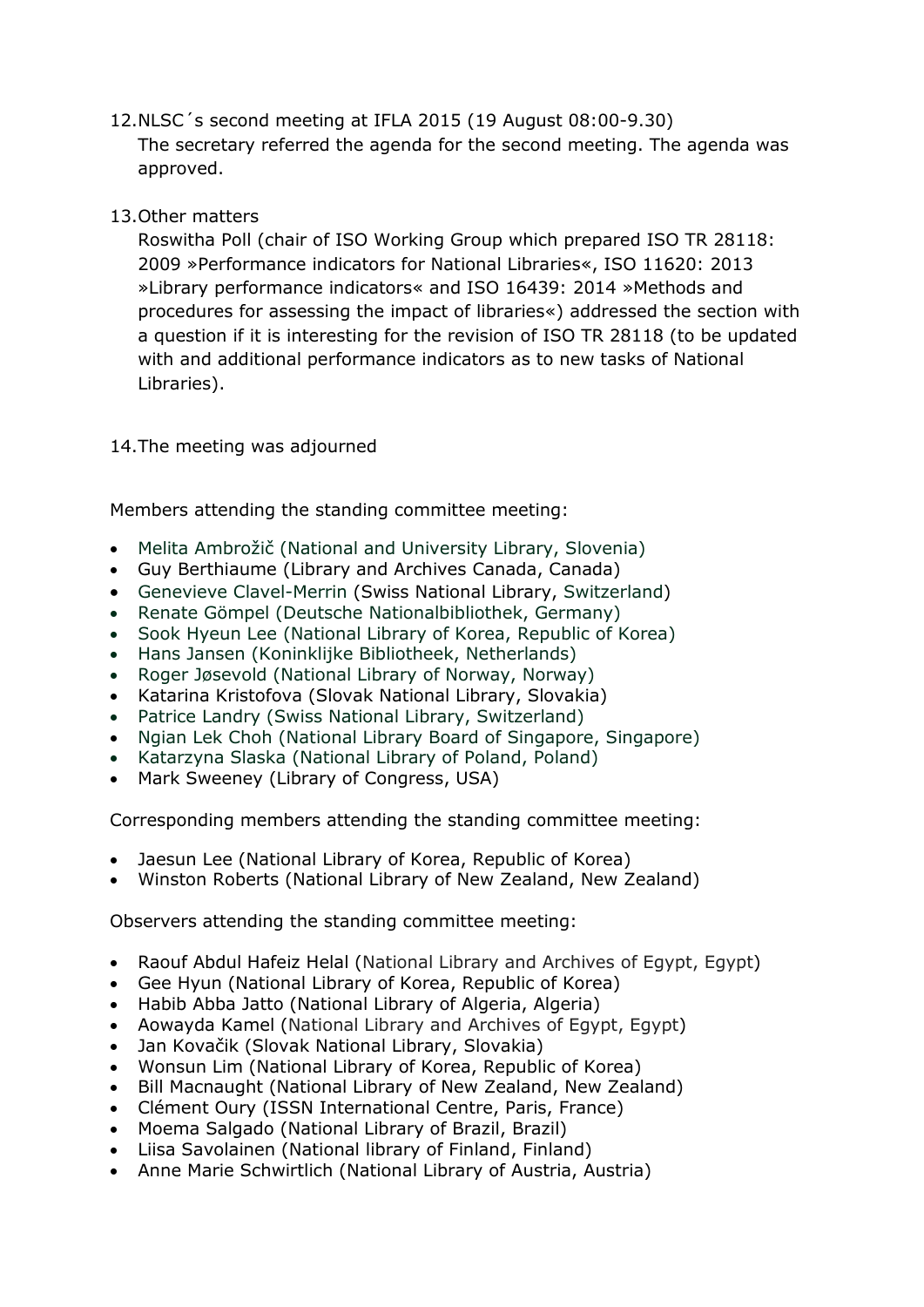12. NLSC´s second meeting at IFLA 2015 (19 August 08:00-9.30)
    The secretary referred the agenda for the second meeting. The agenda was approved.

13. Other matters
    Roswitha Poll (chair of ISO Working Group which prepared ISO TR 28118: 2009 »Performance indicators for National Libraries«, ISO 11620: 2013 »Library performance indicators« and ISO 16439: 2014 »Methods and procedures for assessing the impact of libraries«) addressed the section with a question if it is interesting for the revision of ISO TR 28118 (to be updated with and additional performance indicators as to new tasks of National Libraries).

14. The meeting was adjourned

Members attending the standing committee meeting:

- Melita Ambrožič (National and University Library, Slovenia)
- Guy Berthiaume (Library and Archives Canada, Canada)
- Genevieve Clavel-Merrin (Swiss National Library, Switzerland)
- Renate Gömpel (Deutsche Nationalbibliothek, Germany)
- Sook Hyeun Lee (National Library of Korea, Republic of Korea)
- Hans Jansen (Koninklijke Bibliotheek, Netherlands)
- Roger Jøsevold (National Library of Norway, Norway)
- Katarina Kristofova (Slovak National Library, Slovakia)
- Patrice Landry (Swiss National Library, Switzerland)
- Ngian Lek Choh (National Library Board of Singapore, Singapore)
- Katarzyna Slaska (National Library of Poland, Poland)
- Mark Sweeney (Library of Congress, USA)

Corresponding members attending the standing committee meeting:

- Jaesun Lee (National Library of Korea, Republic of Korea)
- Winston Roberts (National Library of New Zealand, New Zealand)

Observers attending the standing committee meeting:

- Raouf Abdul Hafeiz Helal (National Library and Archives of Egypt, Egypt)
- Gee Hyun (National Library of Korea, Republic of Korea)
- Habib Abba Jatto (National Library of Algeria, Algeria)
- Aowayda Kamel (National Library and Archives of Egypt, Egypt)
- Jan Kovačik (Slovak National Library, Slovakia)
- Wonsun Lim (National Library of Korea, Republic of Korea)
- Bill Macnaught (National Library of New Zealand, New Zealand)
- Clément Oury (ISSN International Centre, Paris, France)
- Moema Salgado (National Library of Brazil, Brazil)
- Liisa Savolainen (National library of Finland, Finland)
- Anne Marie Schwirtlich (National Library of Austria, Austria)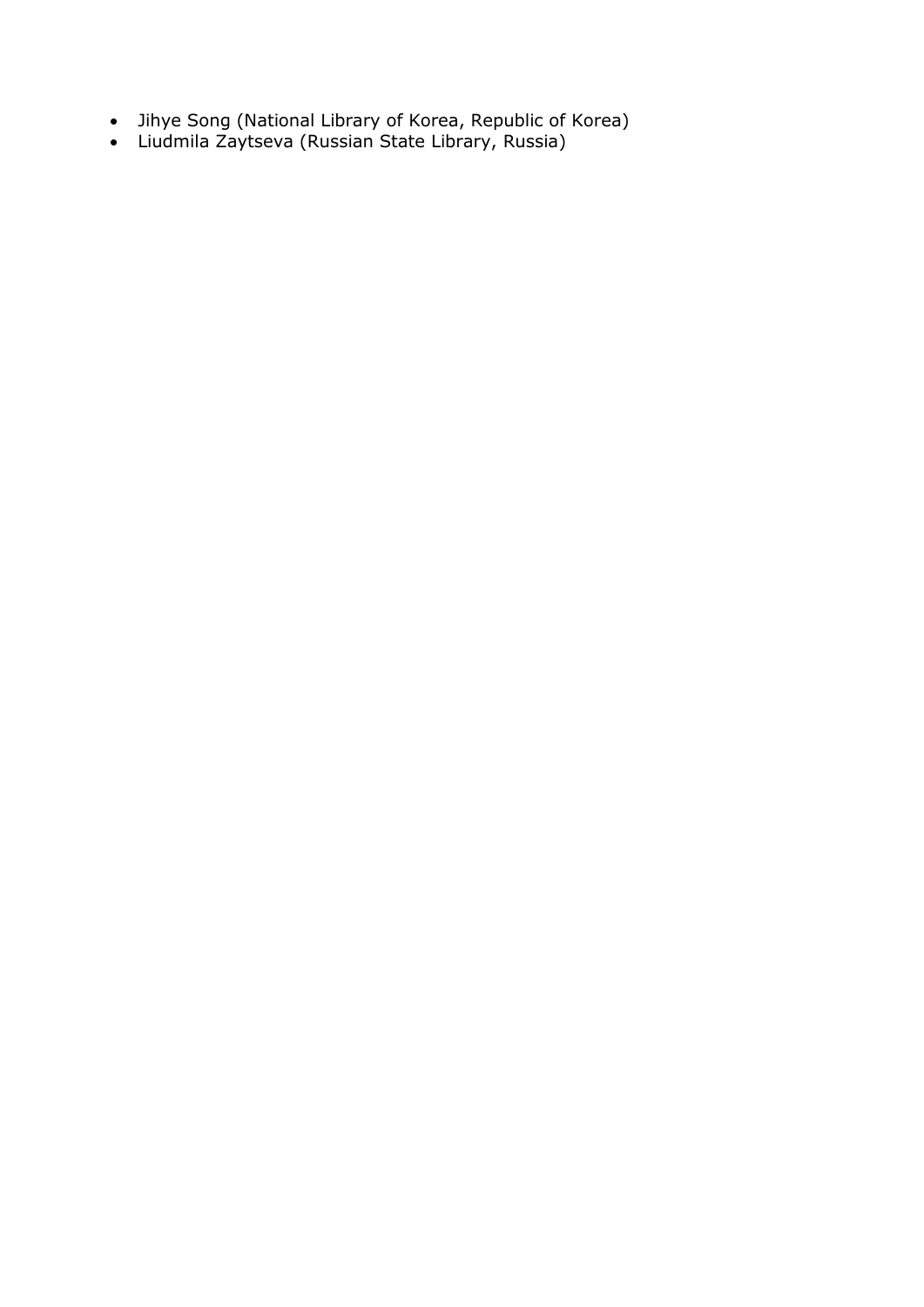- Jihye Song (National Library of Korea, Republic of Korea)
- Liudmila Zaytseva (Russian State Library, Russia)